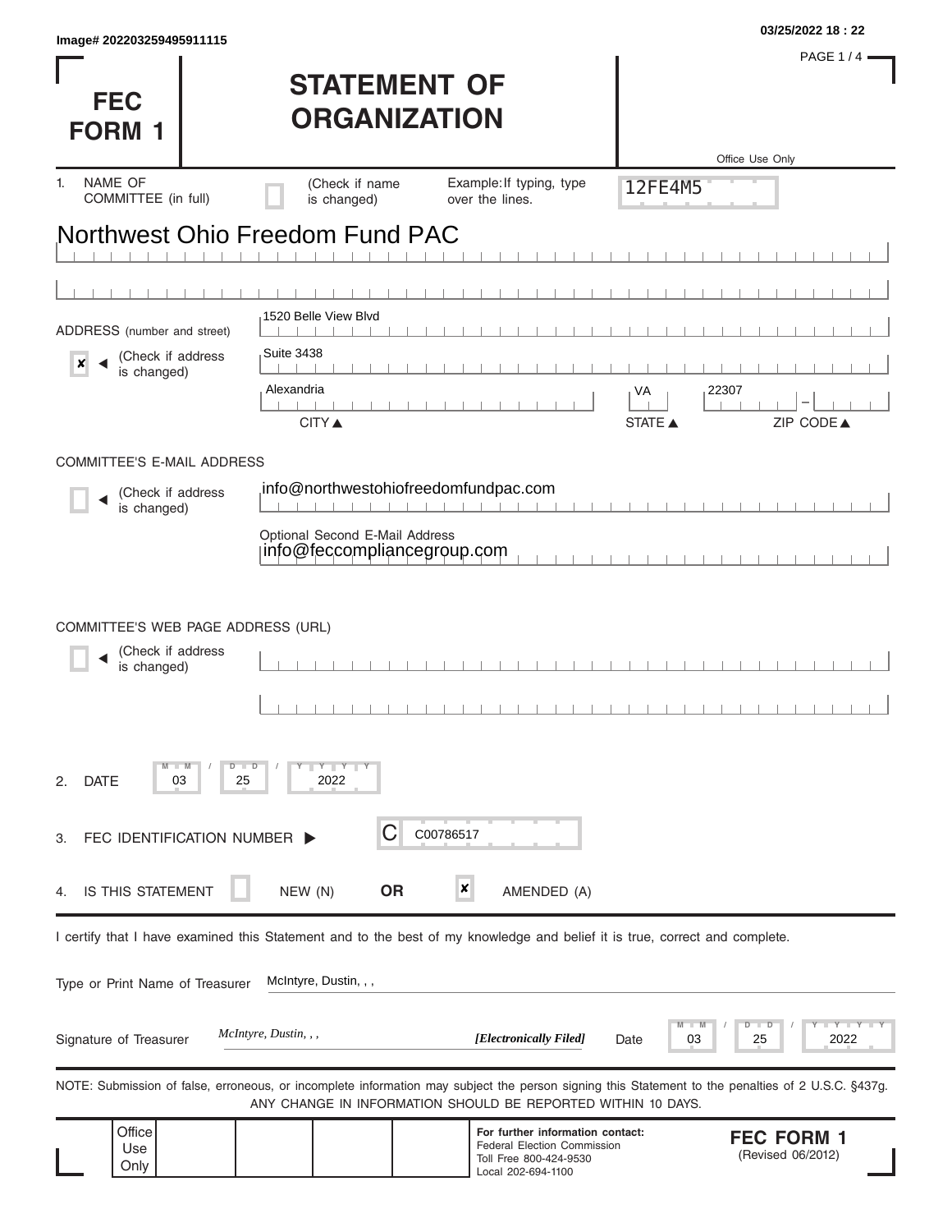Image# 202203259495911115

03/25/2022 18 : 22

# FEC FORM 1

# STATEMENT OF ORGANIZATION

Office Use Only

12FE4M5

1. NAME OF COMMITTEE (in full) ☐ (Check if name is changed) Example: If typing, type over the lines.

Northwest Ohio Freedom Fund PAC

ADDRESS (number and street)

1520 Belle View Blvd

☒ (Check if address is changed)

Suite 3438

| CITY | STATE | ZIP CODE |
|---|---|---|
| Alexandria | VA | 22307 |

COMMITTEE'S E-MAIL ADDRESS

☐ (Check if address is changed)

info@northwestohiofreedomfundpac.com

Optional Second E-Mail Address

info@feccompliancegroup.com

COMMITTEE'S WEB PAGE ADDRESS (URL)

☐ (Check if address is changed)

2. DATE 03 / 25 / 2022

3. FEC IDENTIFICATION NUMBER ▶ C C00786517

4. IS THIS STATEMENT ☐ NEW (N) **OR** ☒ AMENDED (A)

I certify that I have examined this Statement and to the best of my knowledge and belief it is true, correct and complete.

Type or Print Name of Treasurer McIntyre, Dustin, , ,

Signature of Treasurer *McIntyre, Dustin, , ,* ***[Electronically Filed]*** Date 03 / 25 / 2022

NOTE: Submission of false, erroneous, or incomplete information may subject the person signing this Statement to the penalties of 2 U.S.C. §437g. ANY CHANGE IN INFORMATION SHOULD BE REPORTED WITHIN 10 DAYS.

Office Use Only

**For further information contact:**
Federal Election Commission
Toll Free 800-424-9530
Local 202-694-1100

**FEC FORM 1**
(Revised 06/2012)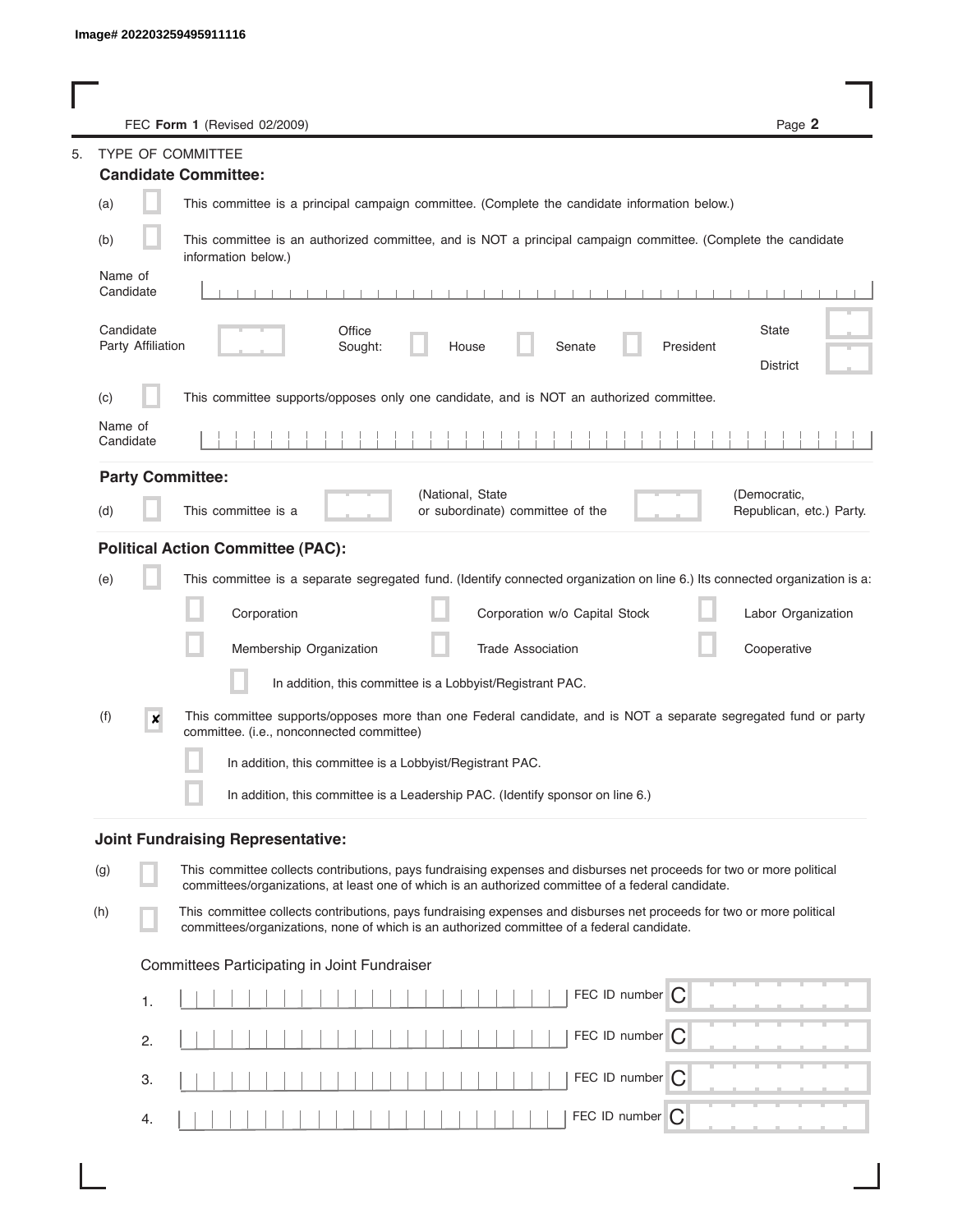Image# 202203259495911116

FEC **Form 1** (Revised 02/2009)

5. TYPE OF COMMITTEE

### Candidate Committee:

(a) ☐ This committee is a principal campaign committee. (Complete the candidate information below.)

(b) ☐ This committee is an authorized committee, and is NOT a principal campaign committee. (Complete the candidate information below.)

Name of Candidate

Candidate Party Affiliation

Office Sought: ☐ House ☐ Senate ☐ President

State

District

(c) ☐ This committee supports/opposes only one candidate, and is NOT an authorized committee.

Name of Candidate

### Party Committee:

(d) ☐ This committee is a (National, State or subordinate) committee of the (Democratic, Republican, etc.) Party.

### Political Action Committee (PAC):

(e) ☐ This committee is a separate segregated fund. (Identify connected organization on line 6.) Its connected organization is a:

☐ Corporation ☐ Corporation w/o Capital Stock ☐ Labor Organization

☐ Membership Organization ☐ Trade Association ☐ Cooperative

☐ In addition, this committee is a Lobbyist/Registrant PAC.

(f) ☒ This committee supports/opposes more than one Federal candidate, and is NOT a separate segregated fund or party committee. (i.e., nonconnected committee)

☐ In addition, this committee is a Lobbyist/Registrant PAC.

☐ In addition, this committee is a Leadership PAC. (Identify sponsor on line 6.)

### Joint Fundraising Representative:

(g) ☐ This committee collects contributions, pays fundraising expenses and disburses net proceeds for two or more political committees/organizations, at least one of which is an authorized committee of a federal candidate.

(h) ☐ This committee collects contributions, pays fundraising expenses and disburses net proceeds for two or more political committees/organizations, none of which is an authorized committee of a federal candidate.

Committees Participating in Joint Fundraiser

1. FEC ID number C

2. FEC ID number C

3. FEC ID number C

4. FEC ID number C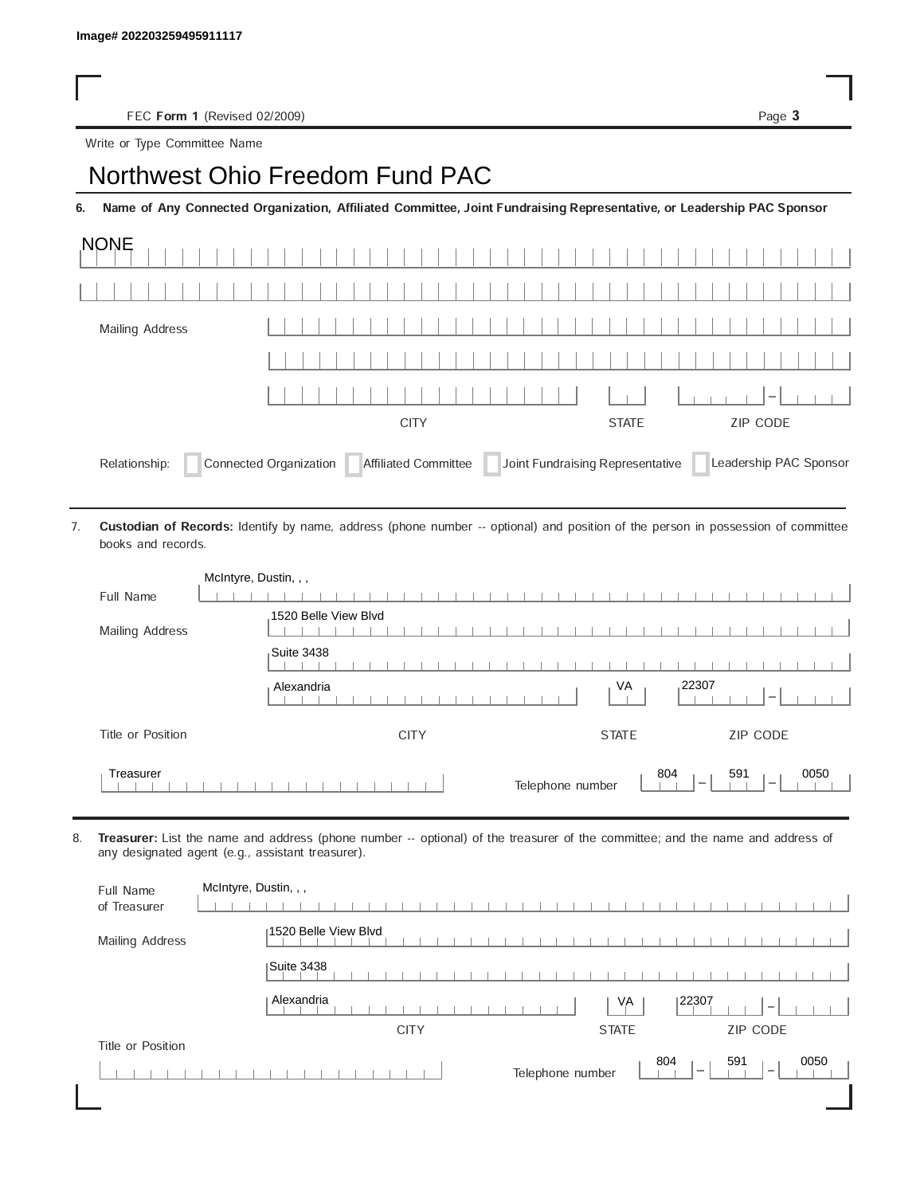Image# 202203259495911117

FEC **Form 1** (Revised 02/2009)

Write or Type Committee Name

# Northwest Ohio Freedom Fund PAC

**6. Name of Any Connected Organization, Affiliated Committee, Joint Fundraising Representative, or Leadership PAC Sponsor**

NONE

Mailing Address

CITY | STATE | ZIP CODE

Relationship: ☐ Connected Organization ☐ Affiliated Committee ☐ Joint Fundraising Representative ☐ Leadership PAC Sponsor

7. **Custodian of Records:** Identify by name, address (phone number -- optional) and position of the person in possession of committee books and records.

Full Name: McIntyre, Dustin, , ,

Mailing Address: 1520 Belle View Blvd
Suite 3438
Alexandria, VA 22307

CITY | STATE | ZIP CODE

Title or Position: Treasurer

Telephone number: 804 - 591 - 0050

8. **Treasurer:** List the name and address (phone number -- optional) of the treasurer of the committee; and the name and address of any designated agent (e.g., assistant treasurer).

Full Name of Treasurer: McIntyre, Dustin, , ,

Mailing Address: 1520 Belle View Blvd
Suite 3438
Alexandria, VA 22307

CITY | STATE | ZIP CODE

Title or Position:

Telephone number: 804 - 591 - 0050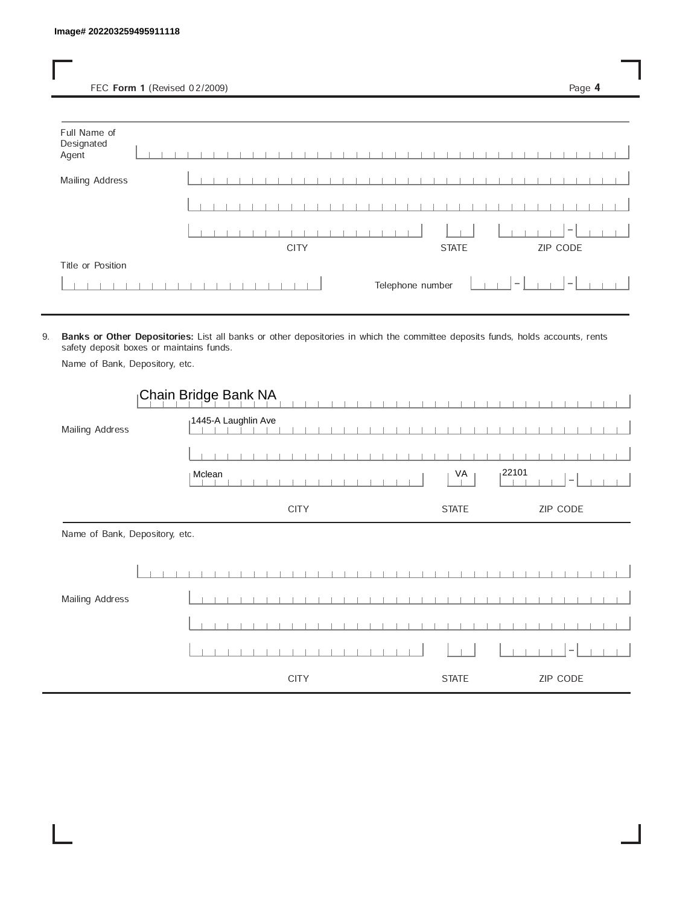Image# 202203259495911118

FEC **Form 1** (Revised 02/2009)

Full Name of Designated Agent

Mailing Address

CITY | STATE | ZIP CODE

Title or Position

Telephone number

9. **Banks or Other Depositories:** List all banks or other depositories in which the committee deposits funds, holds accounts, rents safety deposit boxes or maintains funds.

Name of Bank, Depository, etc.

Chain Bridge Bank NA

Mailing Address

1445-A Laughlin Ave

Mclean | VA | 22101

CITY | STATE | ZIP CODE

Name of Bank, Depository, etc.

Mailing Address

CITY | STATE | ZIP CODE